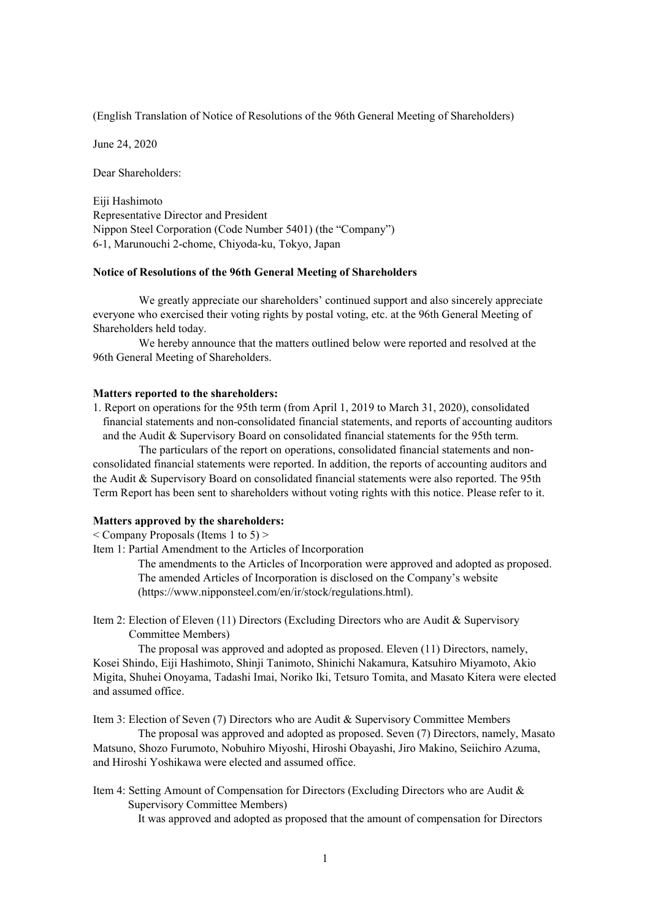(English Translation of Notice of Resolutions of the 96th General Meeting of Shareholders)

June 24, 2020

Dear Shareholders:

Eiji Hashimoto
Representative Director and President
Nippon Steel Corporation (Code Number 5401) (the "Company")
6-1, Marunouchi 2-chome, Chiyoda-ku, Tokyo, Japan

**Notice of Resolutions of the 96th General Meeting of Shareholders**

We greatly appreciate our shareholders' continued support and also sincerely appreciate everyone who exercised their voting rights by postal voting, etc. at the 96th General Meeting of Shareholders held today.

We hereby announce that the matters outlined below were reported and resolved at the 96th General Meeting of Shareholders.

**Matters reported to the shareholders:**

1. Report on operations for the 95th term (from April 1, 2019 to March 31, 2020), consolidated financial statements and non-consolidated financial statements, and reports of accounting auditors and the Audit & Supervisory Board on consolidated financial statements for the 95th term.

The particulars of the report on operations, consolidated financial statements and non-consolidated financial statements were reported. In addition, the reports of accounting auditors and the Audit & Supervisory Board on consolidated financial statements were also reported. The 95th Term Report has been sent to shareholders without voting rights with this notice. Please refer to it.

**Matters approved by the shareholders:**

< Company Proposals (Items 1 to 5) >

Item 1: Partial Amendment to the Articles of Incorporation

The amendments to the Articles of Incorporation were approved and adopted as proposed. The amended Articles of Incorporation is disclosed on the Company's website (https://www.nipponsteel.com/en/ir/stock/regulations.html).

Item 2: Election of Eleven (11) Directors (Excluding Directors who are Audit & Supervisory Committee Members)

The proposal was approved and adopted as proposed. Eleven (11) Directors, namely, Kosei Shindo, Eiji Hashimoto, Shinji Tanimoto, Shinichi Nakamura, Katsuhiro Miyamoto, Akio Migita, Shuhei Onoyama, Tadashi Imai, Noriko Iki, Tetsuro Tomita, and Masato Kitera were elected and assumed office.

Item 3: Election of Seven (7) Directors who are Audit & Supervisory Committee Members

The proposal was approved and adopted as proposed. Seven (7) Directors, namely, Masato Matsuno, Shozo Furumoto, Nobuhiro Miyoshi, Hiroshi Obayashi, Jiro Makino, Seiichiro Azuma, and Hiroshi Yoshikawa were elected and assumed office.

Item 4: Setting Amount of Compensation for Directors (Excluding Directors who are Audit & Supervisory Committee Members)

It was approved and adopted as proposed that the amount of compensation for Directors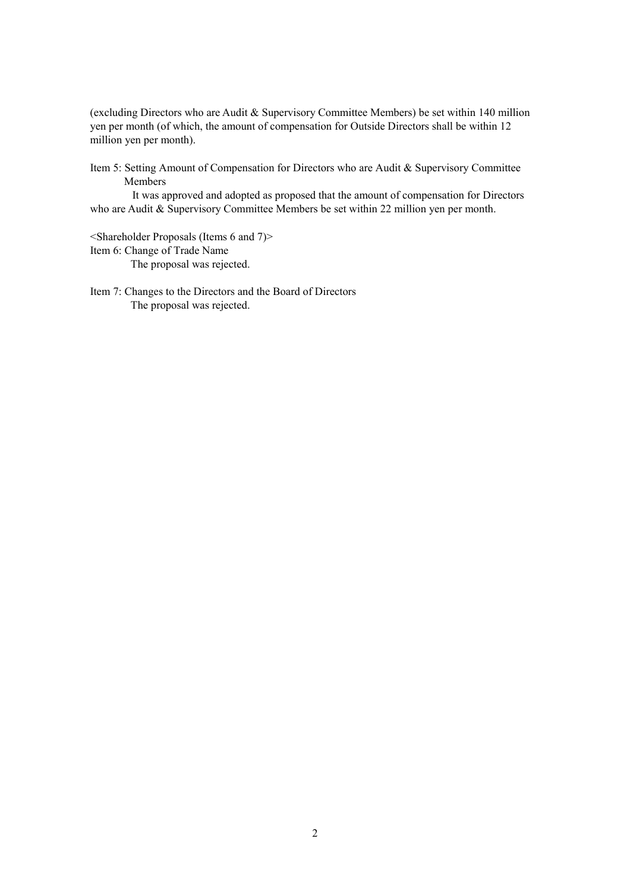(excluding Directors who are Audit & Supervisory Committee Members) be set within 140 million yen per month (of which, the amount of compensation for Outside Directors shall be within 12 million yen per month).

Item 5: Setting Amount of Compensation for Directors who are Audit & Supervisory Committee Members

It was approved and adopted as proposed that the amount of compensation for Directors who are Audit & Supervisory Committee Members be set within 22 million yen per month.

<Shareholder Proposals (Items 6 and 7)>

Item 6: Change of Trade Name

The proposal was rejected.

Item 7: Changes to the Directors and the Board of Directors

The proposal was rejected.